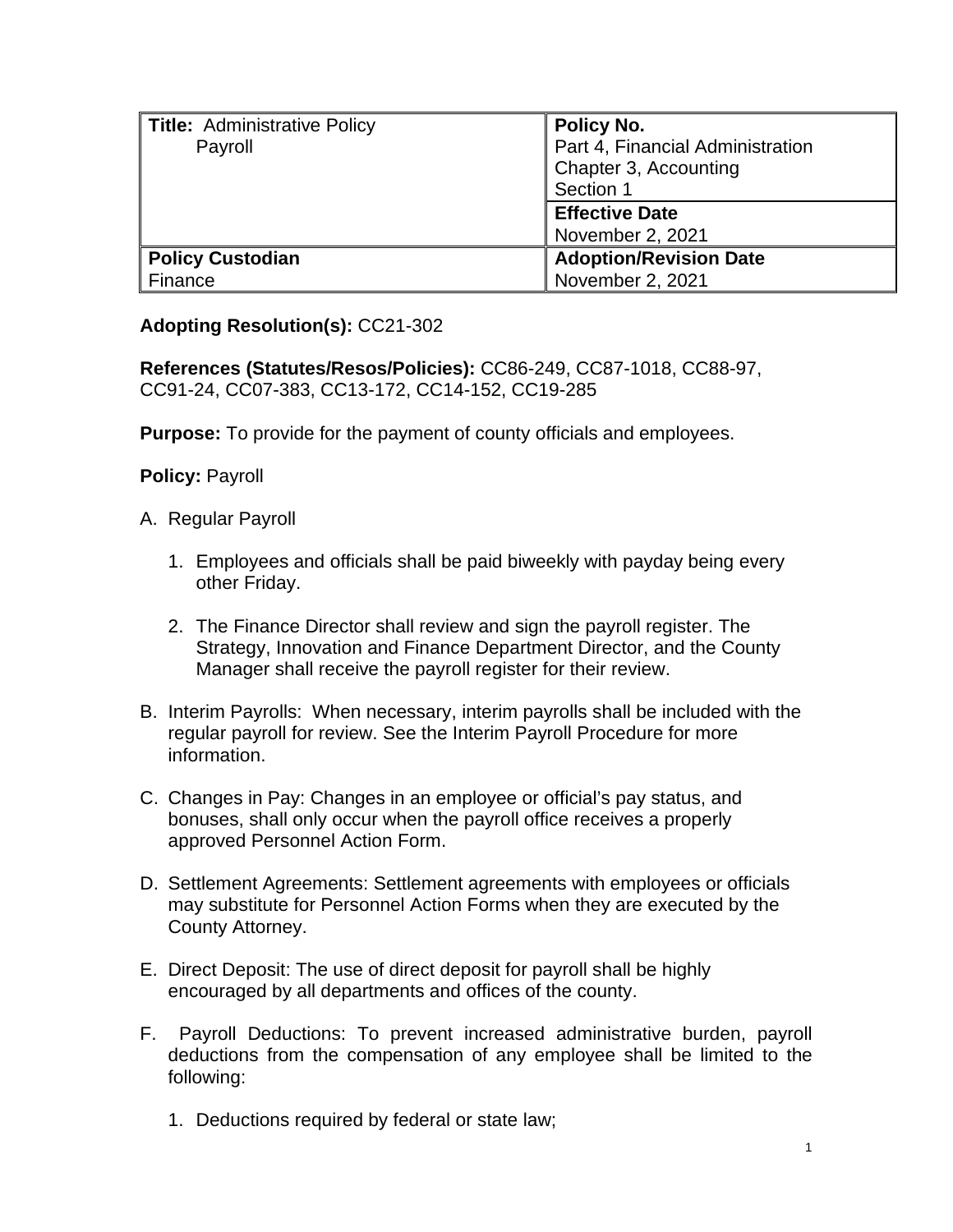| **Title:** Administrative Policy<br>Payroll | **Policy No.**<br>Part 4, Financial Administration<br>Chapter 3, Accounting<br>Section 1 |
| --- | --- |
| | **Effective Date**<br>November 2, 2021 |
| **Policy Custodian**<br>Finance | **Adoption/Revision Date**<br>November 2, 2021 |

**Adopting Resolution(s):** CC21-302

**References (Statutes/Resos/Policies):** CC86-249, CC87-1018, CC88-97, CC91-24, CC07-383, CC13-172, CC14-152, CC19-285

**Purpose:** To provide for the payment of county officials and employees.

**Policy:** Payroll

A. Regular Payroll

   1. Employees and officials shall be paid biweekly with payday being every other Friday.

   2. The Finance Director shall review and sign the payroll register. The Strategy, Innovation and Finance Department Director, and the County Manager shall receive the payroll register for their review.

B. Interim Payrolls: When necessary, interim payrolls shall be included with the regular payroll for review. See the Interim Payroll Procedure for more information.

C. Changes in Pay: Changes in an employee or official's pay status, and bonuses, shall only occur when the payroll office receives a properly approved Personnel Action Form.

D. Settlement Agreements: Settlement agreements with employees or officials may substitute for Personnel Action Forms when they are executed by the County Attorney.

E. Direct Deposit: The use of direct deposit for payroll shall be highly encouraged by all departments and offices of the county.

F. Payroll Deductions: To prevent increased administrative burden, payroll deductions from the compensation of any employee shall be limited to the following:

   1. Deductions required by federal or state law;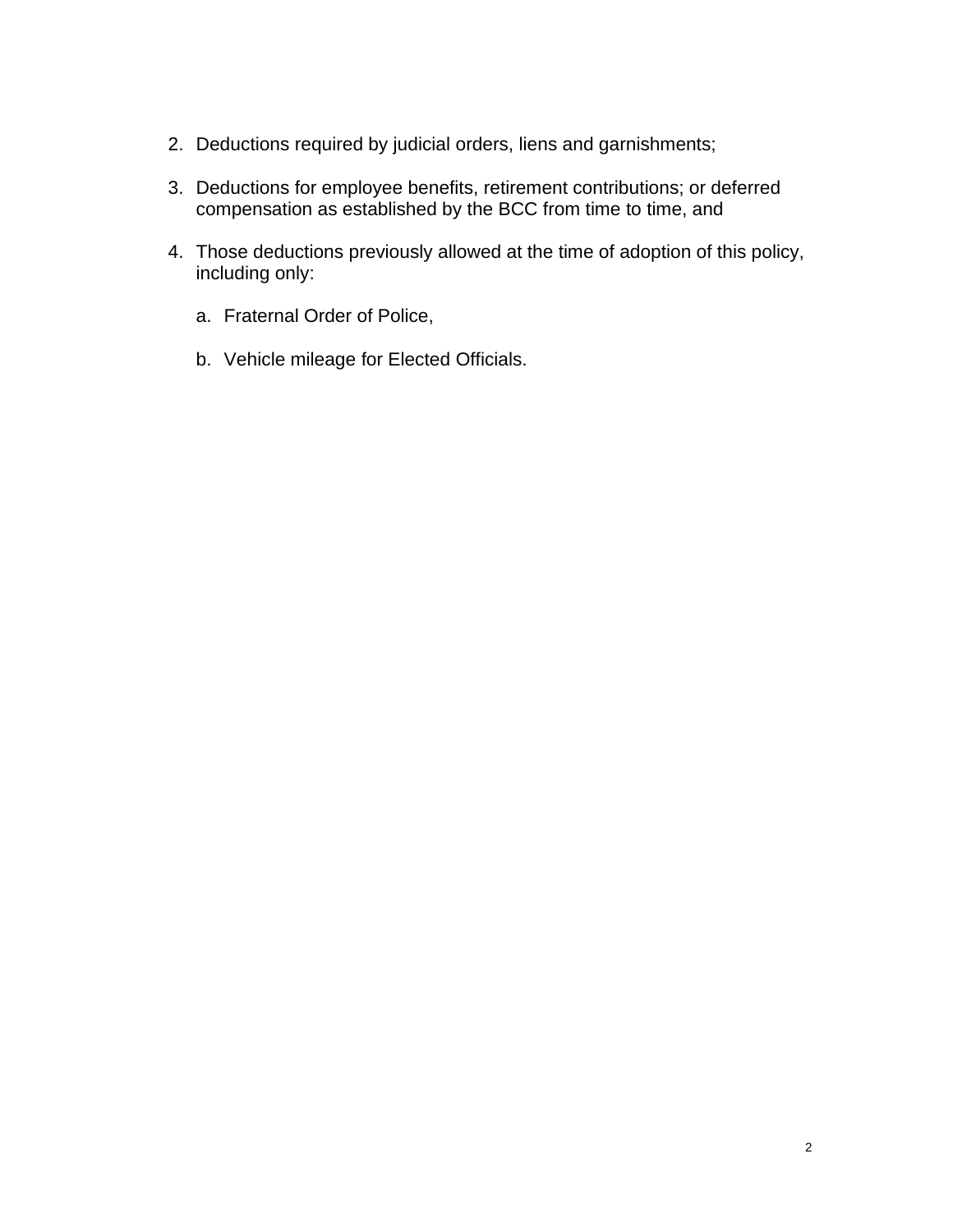2. Deductions required by judicial orders, liens and garnishments;

3. Deductions for employee benefits, retirement contributions; or deferred compensation as established by the BCC from time to time, and

4. Those deductions previously allowed at the time of adoption of this policy, including only:

   a. Fraternal Order of Police,

   b. Vehicle mileage for Elected Officials.